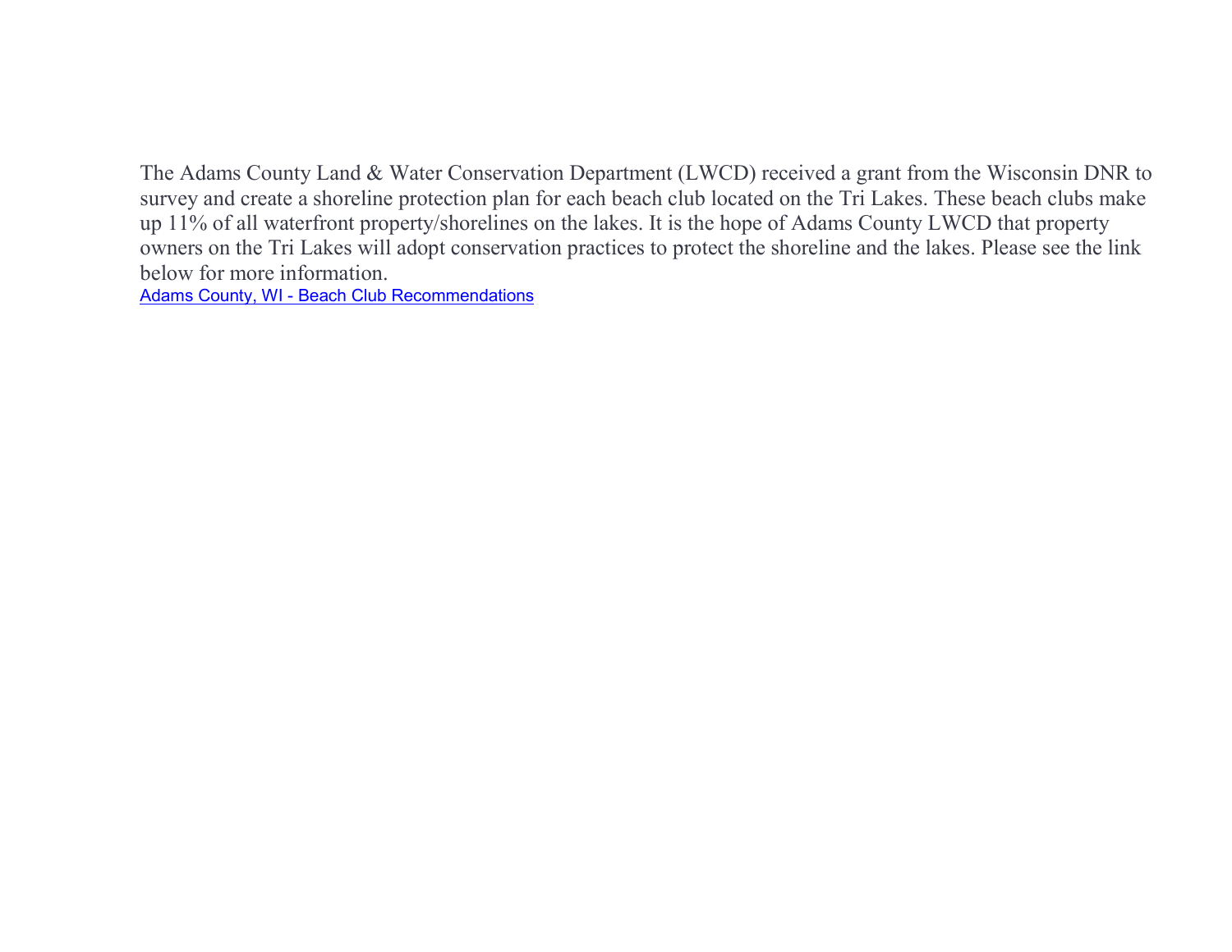The Adams County Land & Water Conservation Department (LWCD) received a grant from the Wisconsin DNR to survey and create a shoreline protection plan for each beach club located on the Tri Lakes. These beach clubs make up 11% of all waterfront property/shorelines on the lakes. It is the hope of Adams County LWCD that property owners on the Tri Lakes will adopt conservation practices to protect the shoreline and the lakes. Please see the link below for more information.

Adams County, WI - Beach Club Recommendations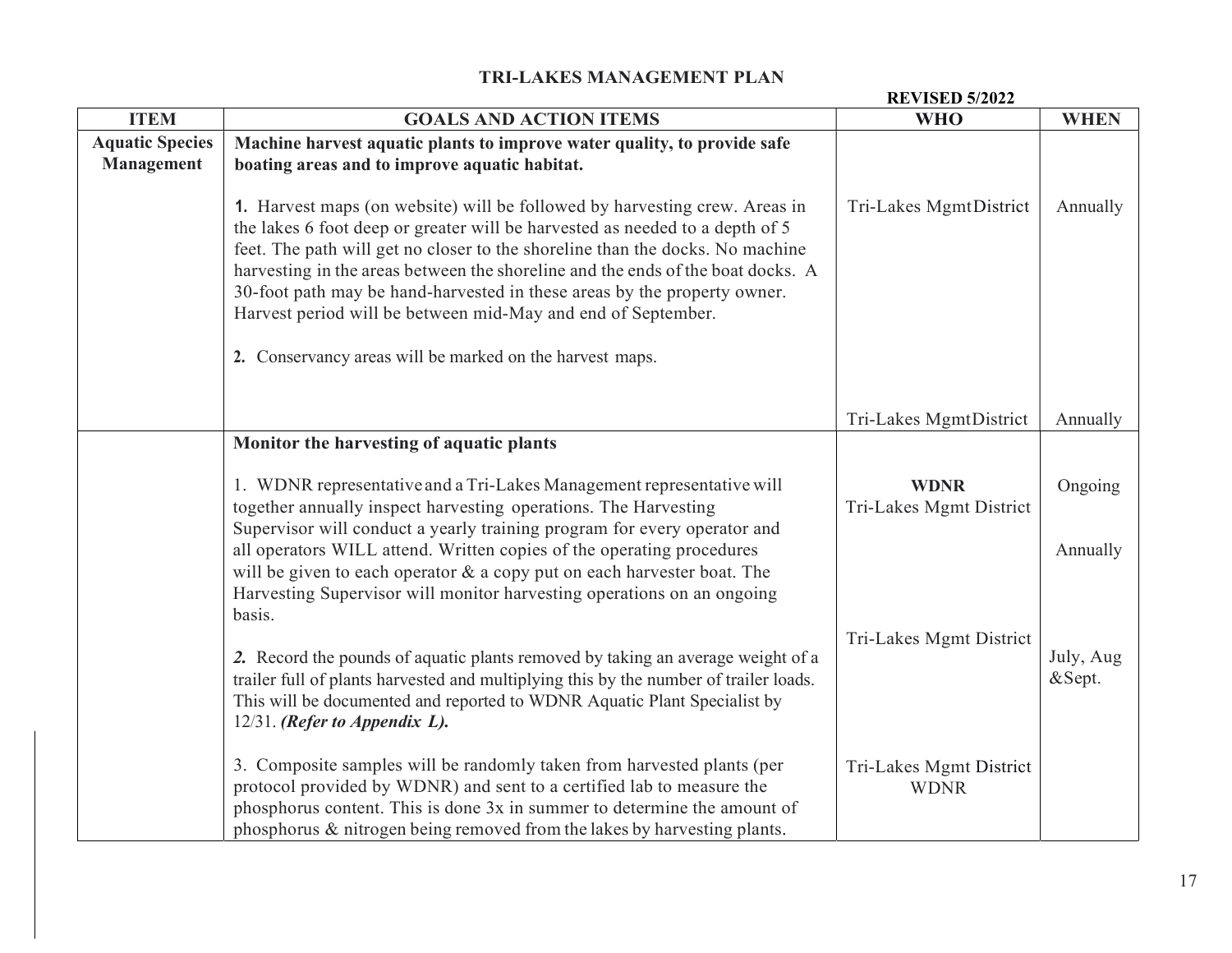## TRI-LAKES MANAGEMENT PLAN

**REVISED 5/2022**

| ITEM | GOALS AND ACTION ITEMS | WHO | WHEN |
|---|---|---|---|
| **Aquatic Species Management** | **Machine harvest aquatic plants to improve water quality, to provide safe boating areas and to improve aquatic habitat.** | | |
| | **1.** Harvest maps (on website) will be followed by harvesting crew. Areas in the lakes 6 foot deep or greater will be harvested as needed to a depth of 5 feet. The path will get no closer to the shoreline than the docks. No machine harvesting in the areas between the shoreline and the ends of the boat docks. A 30-foot path may be hand-harvested in these areas by the property owner. Harvest period will be between mid-May and end of September. | Tri-Lakes Mgmt District | Annually |
| | **2.** Conservancy areas will be marked on the harvest maps. | Tri-Lakes Mgmt District | Annually |
| | **Monitor the harvesting of aquatic plants** | | |
| | 1. WDNR representative and a Tri-Lakes Management representative will together annually inspect harvesting operations. The Harvesting Supervisor will conduct a yearly training program for every operator and all operators WILL attend. Written copies of the operating procedures will be given to each operator & a copy put on each harvester boat. The Harvesting Supervisor will monitor harvesting operations on an ongoing basis. | **WDNR**<br>Tri-Lakes Mgmt District | Ongoing<br><br>Annually |
| | ***2.*** Record the pounds of aquatic plants removed by taking an average weight of a trailer full of plants harvested and multiplying this by the number of trailer loads. This will be documented and reported to WDNR Aquatic Plant Specialist by 12/31. ***(Refer to Appendix L).*** | Tri-Lakes Mgmt District | July, Aug &Sept. |
| | 3. Composite samples will be randomly taken from harvested plants (per protocol provided by WDNR) and sent to a certified lab to measure the phosphorus content. This is done 3x in summer to determine the amount of phosphorus & nitrogen being removed from the lakes by harvesting plants. | Tri-Lakes Mgmt District<br>WDNR | |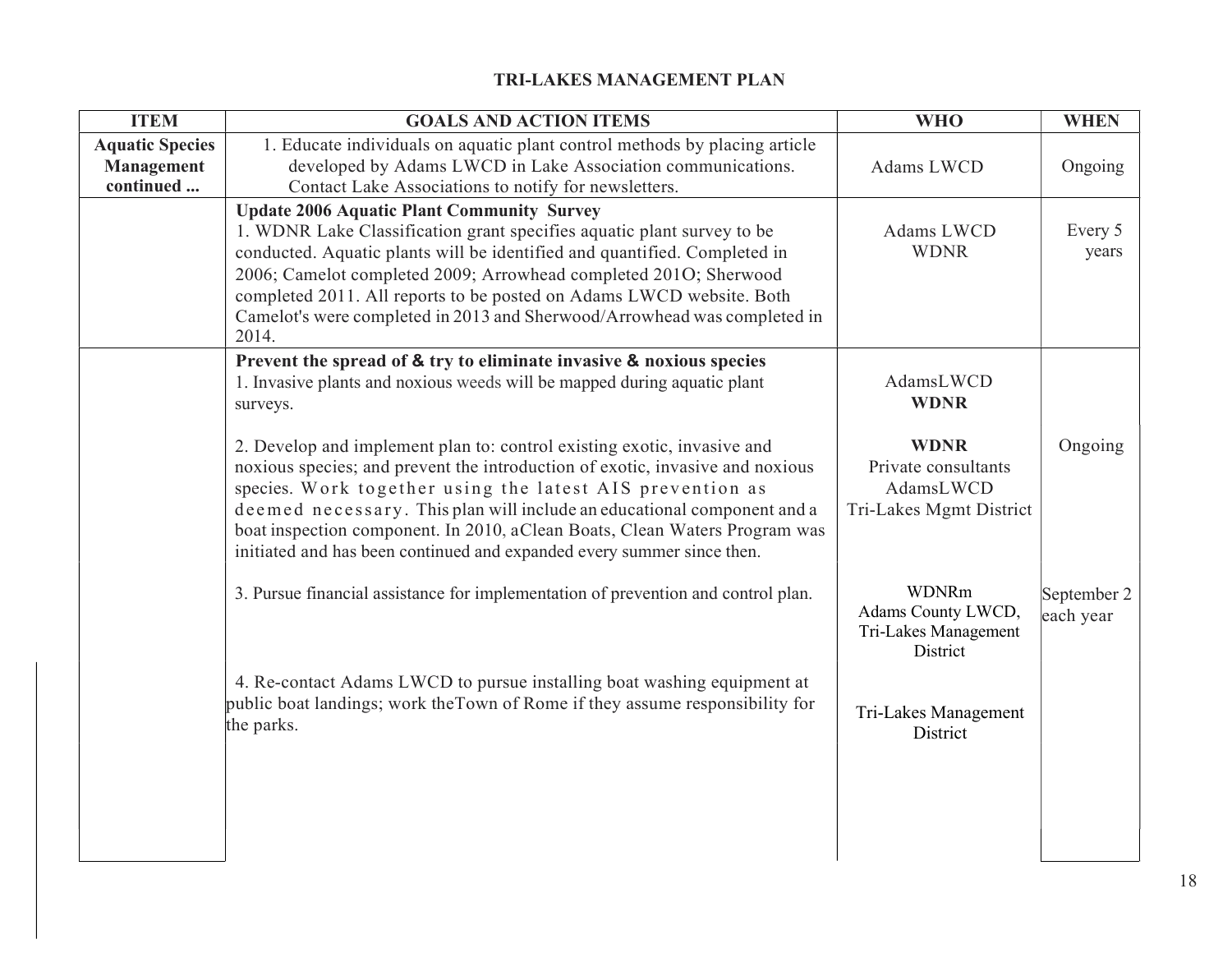## TRI-LAKES MANAGEMENT PLAN

| ITEM | GOALS AND ACTION ITEMS | WHO | WHEN |
|---|---|---|---|
| **Aquatic Species Management continued ...** | 1. Educate individuals on aquatic plant control methods by placing article developed by Adams LWCD in Lake Association communications. Contact Lake Associations to notify for newsletters. | Adams LWCD | Ongoing |
| | **Update 2006 Aquatic Plant Community Survey**<br>1. WDNR Lake Classification grant specifies aquatic plant survey to be conducted. Aquatic plants will be identified and quantified. Completed in 2006; Camelot completed 2009; Arrowhead completed 201O; Sherwood completed 2011. All reports to be posted on Adams LWCD website. Both Camelot's were completed in 2013 and Sherwood/Arrowhead was completed in 2014. | Adams LWCD<br>WDNR | Every 5 years |
| | **Prevent the spread of & try to eliminate invasive & noxious species**<br>1. Invasive plants and noxious weeds will be mapped during aquatic plant surveys. | AdamsLWCD<br>**WDNR** | |
| | 2. Develop and implement plan to: control existing exotic, invasive and noxious species; and prevent the introduction of exotic, invasive and noxious species. Work together using the latest AIS prevention as deemed necessary. This plan will include an educational component and a boat inspection component. In 2010, aClean Boats, Clean Waters Program was initiated and has been continued and expanded every summer since then. | **WDNR**<br>Private consultants<br>AdamsLWCD<br>Tri-Lakes Mgmt District | Ongoing |
| | 3. Pursue financial assistance for implementation of prevention and control plan. | WDNRm<br>Adams County LWCD,<br>Tri-Lakes Management District | September 2 each year |
| | 4. Re-contact Adams LWCD to pursue installing boat washing equipment at public boat landings; work theTown of Rome if they assume responsibility for the parks. | Tri-Lakes Management District | |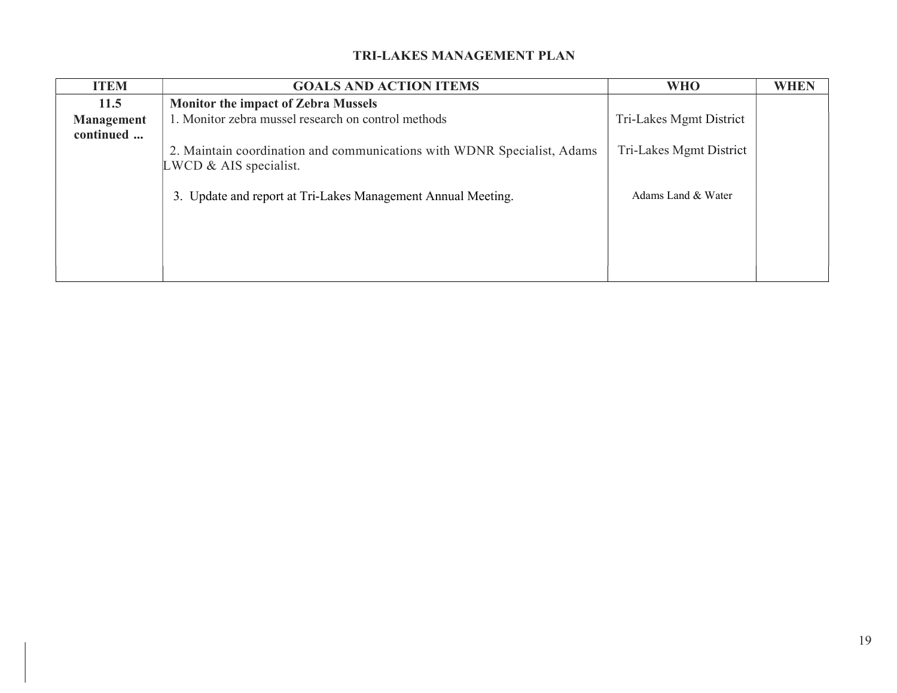## TRI-LAKES MANAGEMENT PLAN

| ITEM | GOALS AND ACTION ITEMS | WHO | WHEN |
|---|---|---|---|
| **11.5 Management continued ...** | **Monitor the impact of Zebra Mussels**<br>1. Monitor zebra mussel research on control methods<br><br>2. Maintain coordination and communications with WDNR Specialist, Adams LWCD & AIS specialist.<br><br>3. Update and report at Tri-Lakes Management Annual Meeting. | <br>Tri-Lakes Mgmt District<br><br>Tri-Lakes Mgmt District<br><br><br>Adams Land & Water | |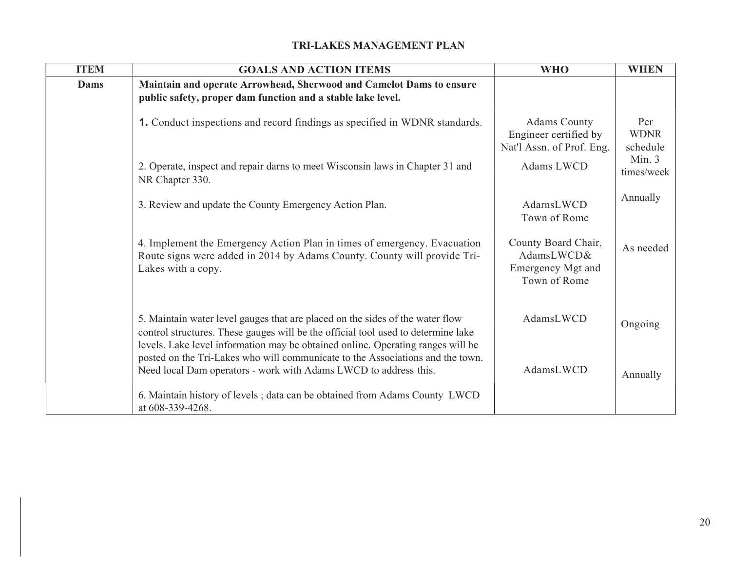## TRI-LAKES MANAGEMENT PLAN

| ITEM | GOALS AND ACTION ITEMS | WHO | WHEN |
|---|---|---|---|
| **Dams** | **Maintain and operate Arrowhead, Sherwood and Camelot Dams to ensure public safety, proper dam function and a stable lake level.** | | |
| | **1.** Conduct inspections and record findings as specified in WDNR standards. | Adams County Engineer certified by Nat'l Assn. of Prof. Eng. | Per WDNR schedule |
| | 2. Operate, inspect and repair darns to meet Wisconsin laws in Chapter 31 and NR Chapter 330. | Adams LWCD | Min. 3 times/week |
| | 3. Review and update the County Emergency Action Plan. | AdarnsLWCD Town of Rome | Annually |
| | 4. Implement the Emergency Action Plan in times of emergency. Evacuation Route signs were added in 2014 by Adams County. County will provide Tri-Lakes with a copy. | County Board Chair, AdamsLWCD& Emergency Mgt and Town of Rome | As needed |
| | 5. Maintain water level gauges that are placed on the sides of the water flow control structures. These gauges will be the official tool used to determine lake levels. Lake level information may be obtained online. Operating ranges will be posted on the Tri-Lakes who will communicate to the Associations and the town. Need local Dam operators - work with Adams LWCD to address this. | AdamsLWCD<br><br>AdamsLWCD | Ongoing<br><br>Annually |
| | 6. Maintain history of levels ; data can be obtained from Adams County LWCD at 608-339-4268. | | |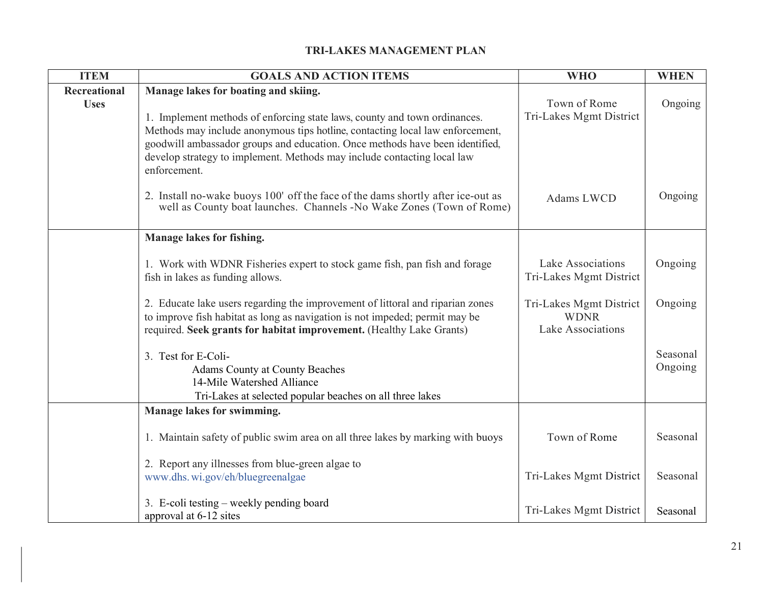## TRI-LAKES MANAGEMENT PLAN

| ITEM | GOALS AND ACTION ITEMS | WHO | WHEN |
|---|---|---|---|
| **Recreational Uses** | **Manage lakes for boating and skiing.** | | |
| | 1. Implement methods of enforcing state laws, county and town ordinances. Methods may include anonymous tips hotline, contacting local law enforcement, goodwill ambassador groups and education. Once methods have been identified, develop strategy to implement. Methods may include contacting local law enforcement. | Town of Rome<br>Tri-Lakes Mgmt District | Ongoing |
| | 2. Install no-wake buoys 100' off the face of the dams shortly after ice-out as well as County boat launches. Channels -No Wake Zones (Town of Rome) | Adams LWCD | Ongoing |
| | **Manage lakes for fishing.** | | |
| | 1. Work with WDNR Fisheries expert to stock game fish, pan fish and forage fish in lakes as funding allows. | Lake Associations<br>Tri-Lakes Mgmt District | Ongoing |
| | 2. Educate lake users regarding the improvement of littoral and riparian zones to improve fish habitat as long as navigation is not impeded; permit may be required. **Seek grants for habitat improvement.** (Healthy Lake Grants) | Tri-Lakes Mgmt District<br>WDNR<br>Lake Associations | Ongoing |
| | 3. Test for E-Coli-<br>Adams County at County Beaches<br>14-Mile Watershed Alliance<br>Tri-Lakes at selected popular beaches on all three lakes | | Seasonal<br>Ongoing |
| | **Manage lakes for swimming.** | | |
| | 1. Maintain safety of public swim area on all three lakes by marking with buoys | Town of Rome | Seasonal |
| | 2. Report any illnesses from blue-green algae to www.dhs. wi.gov/eh/bluegreenalgae | Tri-Lakes Mgmt District | Seasonal |
| | 3. E-coli testing – weekly pending board approval at 6-12 sites | Tri-Lakes Mgmt District | Seasonal |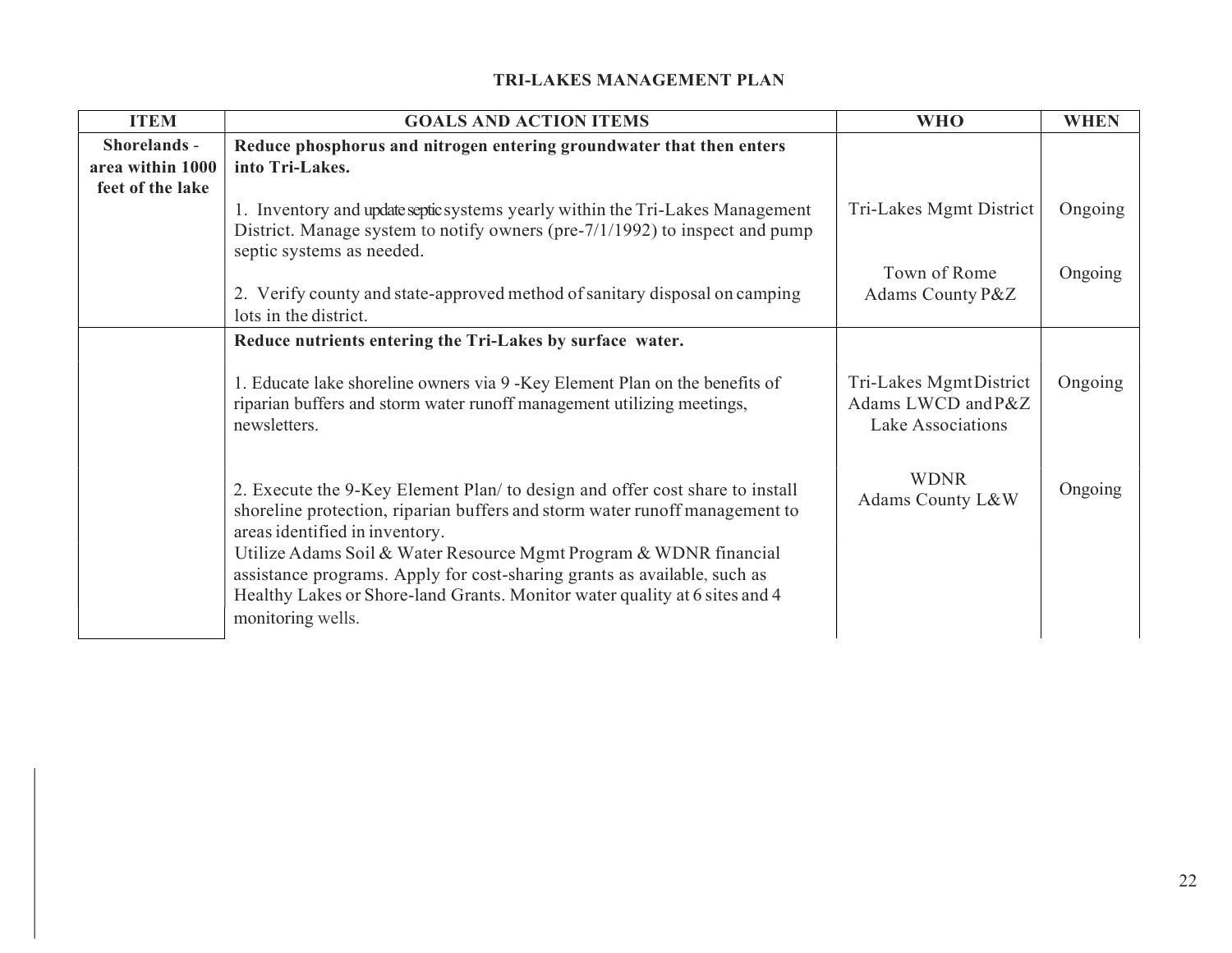# TRI-LAKES MANAGEMENT PLAN

| ITEM | GOALS AND ACTION ITEMS | WHO | WHEN |
|---|---|---|---|
| **Shorelands - area within 1000 feet of the lake** | **Reduce phosphorus and nitrogen entering groundwater that then enters into Tri-Lakes.** | | |
| | 1. Inventory and update septic systems yearly within the Tri-Lakes Management District. Manage system to notify owners (pre-7/1/1992) to inspect and pump septic systems as needed. | Tri-Lakes Mgmt District | Ongoing |
| | 2. Verify county and state-approved method of sanitary disposal on camping lots in the district. | Town of Rome<br>Adams County P&Z | Ongoing |
| | **Reduce nutrients entering the Tri-Lakes by surface water.** | | |
| | 1. Educate lake shoreline owners via 9 -Key Element Plan on the benefits of riparian buffers and storm water runoff management utilizing meetings, newsletters. | Tri-Lakes Mgmt District<br>Adams LWCD and P&Z<br>Lake Associations | Ongoing |
| | 2. Execute the 9-Key Element Plan/ to design and offer cost share to install shoreline protection, riparian buffers and storm water runoff management to areas identified in inventory.<br>Utilize Adams Soil & Water Resource Mgmt Program & WDNR financial assistance programs. Apply for cost-sharing grants as available, such as Healthy Lakes or Shore-land Grants. Monitor water quality at 6 sites and 4 monitoring wells. | WDNR<br>Adams County L&W | Ongoing |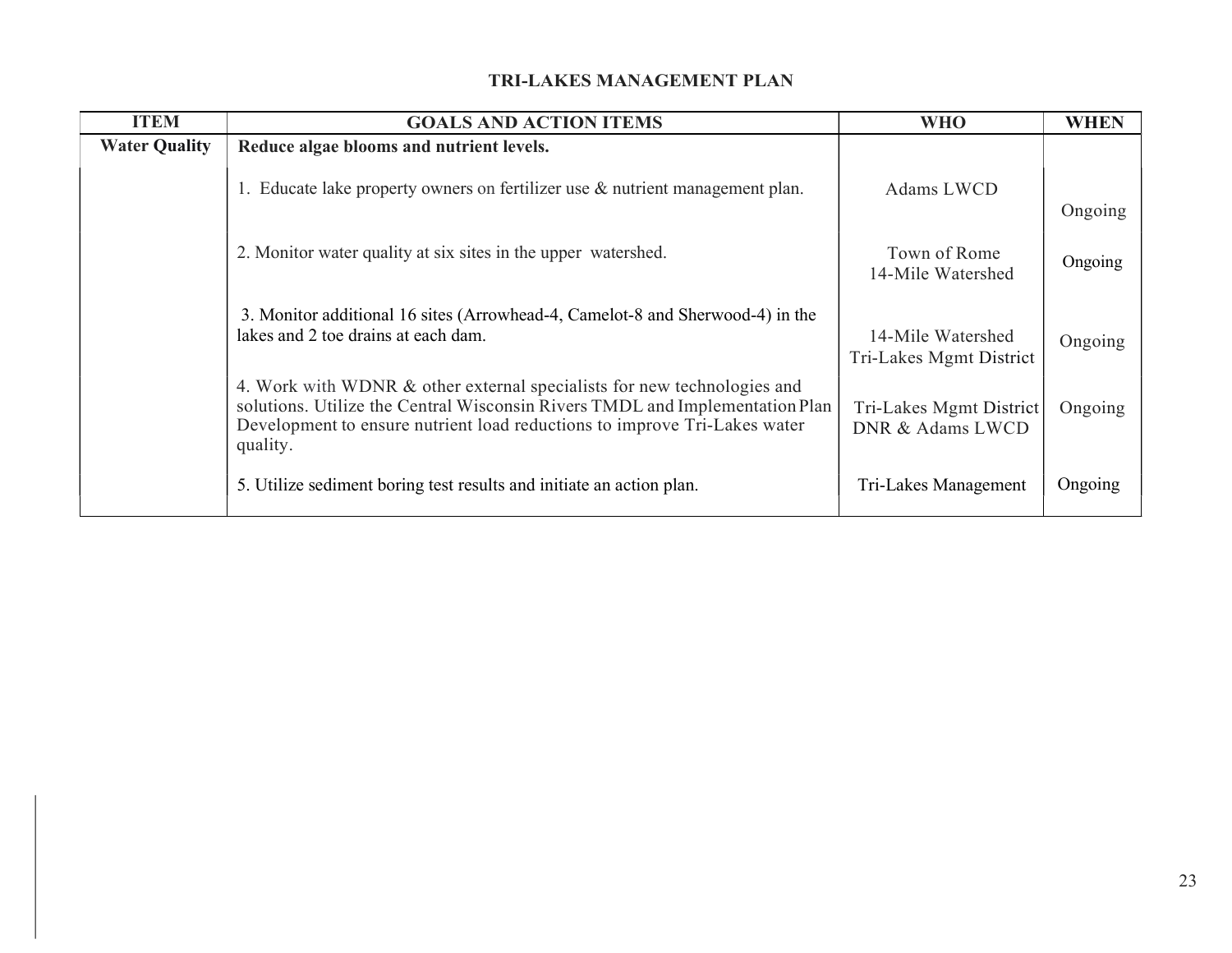# TRI-LAKES MANAGEMENT PLAN

| ITEM | GOALS AND ACTION ITEMS | WHO | WHEN |
|---|---|---|---|
| **Water Quality** | **Reduce algae blooms and nutrient levels.** | | |
| | 1. Educate lake property owners on fertilizer use & nutrient management plan. | Adams LWCD | Ongoing |
| | 2. Monitor water quality at six sites in the upper watershed. | Town of Rome<br>14-Mile Watershed | Ongoing |
| | 3. Monitor additional 16 sites (Arrowhead-4, Camelot-8 and Sherwood-4) in the lakes and 2 toe drains at each dam. | 14-Mile Watershed<br>Tri-Lakes Mgmt District | Ongoing |
| | 4. Work with WDNR & other external specialists for new technologies and solutions. Utilize the Central Wisconsin Rivers TMDL and Implementation Plan Development to ensure nutrient load reductions to improve Tri-Lakes water quality. | Tri-Lakes Mgmt District<br>DNR & Adams LWCD | Ongoing |
| | 5. Utilize sediment boring test results and initiate an action plan. | Tri-Lakes Management | Ongoing |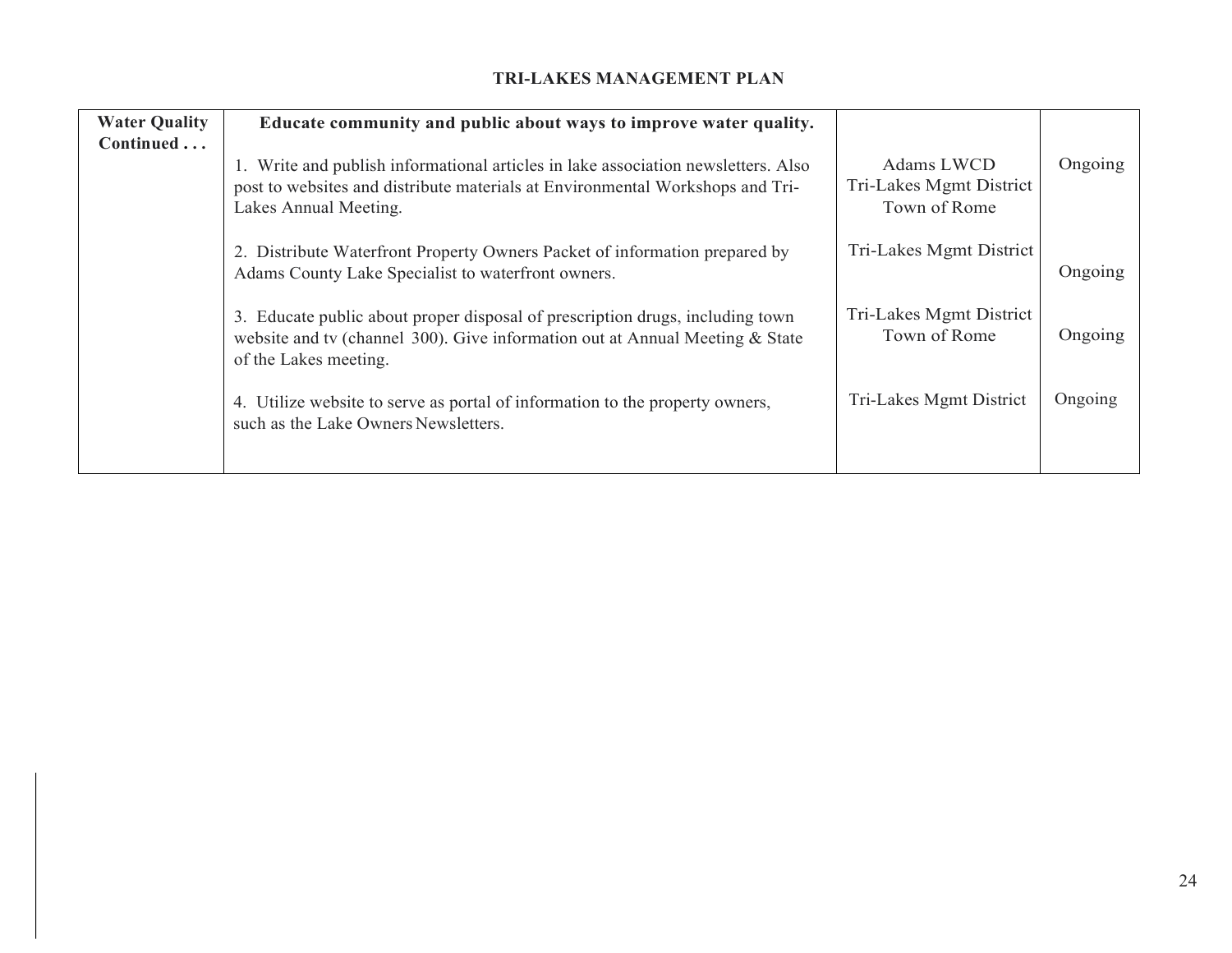## TRI-LAKES MANAGEMENT PLAN

| | | | |
|---|---|---|---|
| **Water Quality Continued . . .** | **Educate community and public about ways to improve water quality.** | | |
| | 1. Write and publish informational articles in lake association newsletters. Also post to websites and distribute materials at Environmental Workshops and Tri-Lakes Annual Meeting. | Adams LWCD<br>Tri-Lakes Mgmt District<br>Town of Rome | Ongoing |
| | 2. Distribute Waterfront Property Owners Packet of information prepared by Adams County Lake Specialist to waterfront owners. | Tri-Lakes Mgmt District | Ongoing |
| | 3. Educate public about proper disposal of prescription drugs, including town website and tv (channel 300). Give information out at Annual Meeting & State of the Lakes meeting. | Tri-Lakes Mgmt District<br>Town of Rome | Ongoing |
| | 4. Utilize website to serve as portal of information to the property owners, such as the Lake Owners Newsletters. | Tri-Lakes Mgmt District | Ongoing |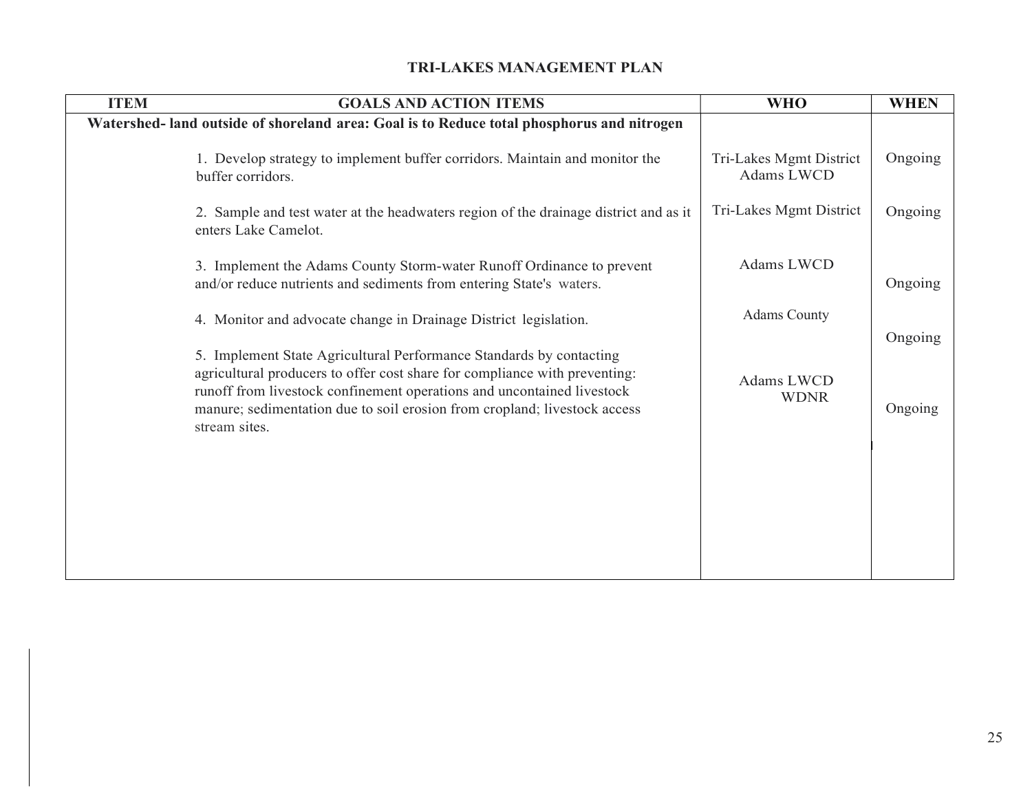# TRI-LAKES MANAGEMENT PLAN

| ITEM | GOALS AND ACTION ITEMS | WHO | WHEN |
|---|---|---|---|
| **Watershed- land outside of shoreland area: Goal is to Reduce total phosphorus and nitrogen** | | | |
| | 1. Develop strategy to implement buffer corridors. Maintain and monitor the buffer corridors. | Tri-Lakes Mgmt District Adams LWCD | Ongoing |
| | 2. Sample and test water at the headwaters region of the drainage district and as it enters Lake Camelot. | Tri-Lakes Mgmt District | Ongoing |
| | 3. Implement the Adams County Storm-water Runoff Ordinance to prevent and/or reduce nutrients and sediments from entering State's waters. | Adams LWCD | Ongoing |
| | 4. Monitor and advocate change in Drainage District legislation. | Adams County | Ongoing |
| | 5. Implement State Agricultural Performance Standards by contacting agricultural producers to offer cost share for compliance with preventing: runoff from livestock confinement operations and uncontained livestock manure; sedimentation due to soil erosion from cropland; livestock access stream sites. | Adams LWCD WDNR | Ongoing |